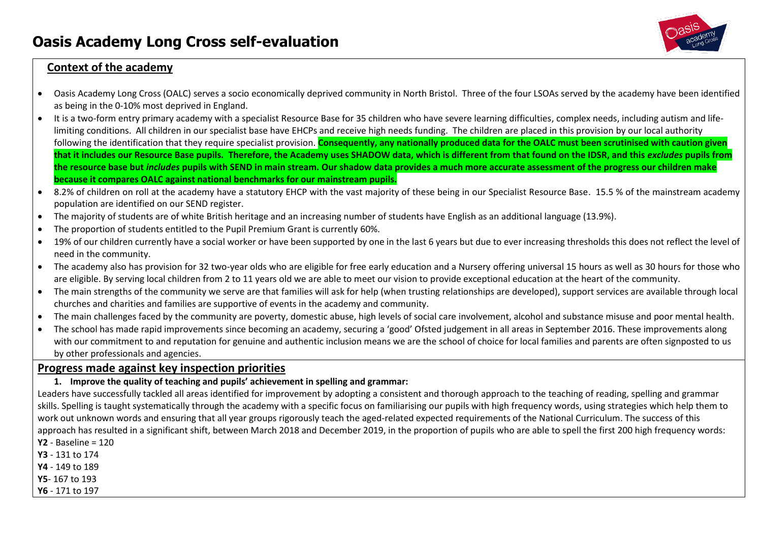# Oasis Academy Long Cross self-evaluation

## Context of the academy

- Oasis Academy Long Cross (OALC) serves a socio economically deprived community in North Bristol. Three of the four LSOAs served by the academy have been identified as being in the 0-10% most deprived in England.
- It is a two-form entry primary academy with a specialist Resource Base for 35 children who have severe learning difficulties, complex needs, including autism and life-limiting conditions. All children in our specialist base have EHCPs and receive high needs funding. The children are placed in this provision by our local authority following the identification that they require specialist provision. **Consequently, any nationally produced data for the OALC must been scrutinised with caution given that it includes our Resource Base pupils. Therefore, the Academy uses SHADOW data, which is different from that found on the IDSR, and this *excludes* pupils from the resource base but *includes* pupils with SEND in main stream. Our shadow data provides a much more accurate assessment of the progress our children make because it compares OALC against national benchmarks for our mainstream pupils.**
- 8.2% of children on roll at the academy have a statutory EHCP with the vast majority of these being in our Specialist Resource Base. 15.5 % of the mainstream academy population are identified on our SEND register.
- The majority of students are of white British heritage and an increasing number of students have English as an additional language (13.9%).
- The proportion of students entitled to the Pupil Premium Grant is currently 60%.
- 19% of our children currently have a social worker or have been supported by one in the last 6 years but due to ever increasing thresholds this does not reflect the level of need in the community.
- The academy also has provision for 32 two-year olds who are eligible for free early education and a Nursery offering universal 15 hours as well as 30 hours for those who are eligible. By serving local children from 2 to 11 years old we are able to meet our vision to provide exceptional education at the heart of the community.
- The main strengths of the community we serve are that families will ask for help (when trusting relationships are developed), support services are available through local churches and charities and families are supportive of events in the academy and community.
- The main challenges faced by the community are poverty, domestic abuse, high levels of social care involvement, alcohol and substance misuse and poor mental health.
- The school has made rapid improvements since becoming an academy, securing a 'good' Ofsted judgement in all areas in September 2016. These improvements along with our commitment to and reputation for genuine and authentic inclusion means we are the school of choice for local families and parents are often signposted to us by other professionals and agencies.

## Progress made against key inspection priorities

### 1. Improve the quality of teaching and pupils' achievement in spelling and grammar:

Leaders have successfully tackled all areas identified for improvement by adopting a consistent and thorough approach to the teaching of reading, spelling and grammar skills. Spelling is taught systematically through the academy with a specific focus on familiarising our pupils with high frequency words, using strategies which help them to work out unknown words and ensuring that all year groups rigorously teach the aged-related expected requirements of the National Curriculum. The success of this approach has resulted in a significant shift, between March 2018 and December 2019, in the proportion of pupils who are able to spell the first 200 high frequency words:

**Y2** - Baseline = 120
**Y3** - 131 to 174
**Y4** - 149 to 189
**Y5**- 167 to 193
**Y6** - 171 to 197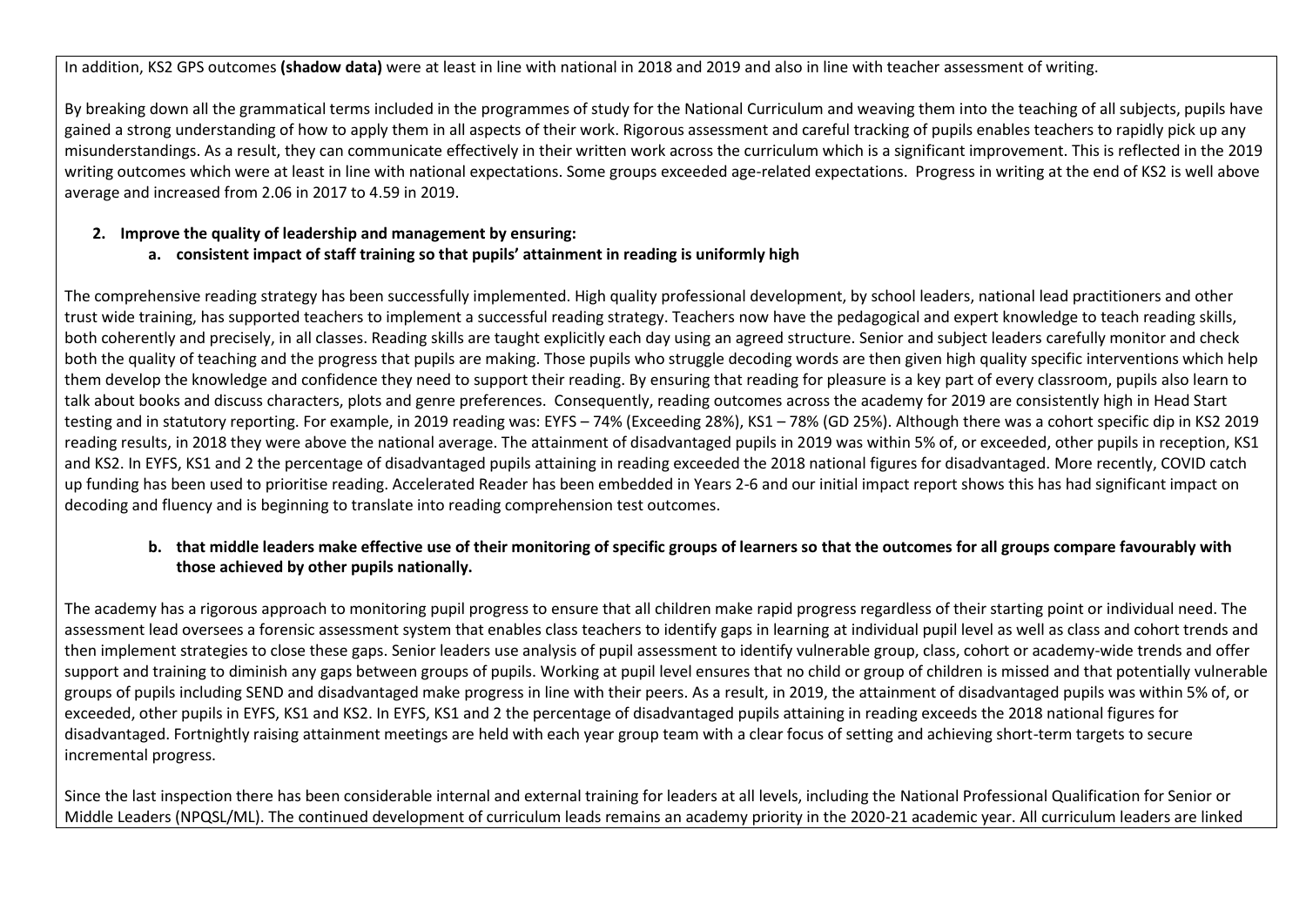In addition, KS2 GPS outcomes **(shadow data)** were at least in line with national in 2018 and 2019 and also in line with teacher assessment of writing.

By breaking down all the grammatical terms included in the programmes of study for the National Curriculum and weaving them into the teaching of all subjects, pupils have gained a strong understanding of how to apply them in all aspects of their work. Rigorous assessment and careful tracking of pupils enables teachers to rapidly pick up any misunderstandings. As a result, they can communicate effectively in their written work across the curriculum which is a significant improvement. This is reflected in the 2019 writing outcomes which were at least in line with national expectations. Some groups exceeded age-related expectations. Progress in writing at the end of KS2 is well above average and increased from 2.06 in 2017 to 4.59 in 2019.

2. **Improve the quality of leadership and management by ensuring:**
   a. **consistent impact of staff training so that pupils' attainment in reading is uniformly high**

The comprehensive reading strategy has been successfully implemented. High quality professional development, by school leaders, national lead practitioners and other trust wide training, has supported teachers to implement a successful reading strategy. Teachers now have the pedagogical and expert knowledge to teach reading skills, both coherently and precisely, in all classes. Reading skills are taught explicitly each day using an agreed structure. Senior and subject leaders carefully monitor and check both the quality of teaching and the progress that pupils are making. Those pupils who struggle decoding words are then given high quality specific interventions which help them develop the knowledge and confidence they need to support their reading. By ensuring that reading for pleasure is a key part of every classroom, pupils also learn to talk about books and discuss characters, plots and genre preferences. Consequently, reading outcomes across the academy for 2019 are consistently high in Head Start testing and in statutory reporting. For example, in 2019 reading was: EYFS – 74% (Exceeding 28%), KS1 – 78% (GD 25%). Although there was a cohort specific dip in KS2 2019 reading results, in 2018 they were above the national average. The attainment of disadvantaged pupils in 2019 was within 5% of, or exceeded, other pupils in reception, KS1 and KS2. In EYFS, KS1 and 2 the percentage of disadvantaged pupils attaining in reading exceeded the 2018 national figures for disadvantaged. More recently, COVID catch up funding has been used to prioritise reading. Accelerated Reader has been embedded in Years 2-6 and our initial impact report shows this has had significant impact on decoding and fluency and is beginning to translate into reading comprehension test outcomes.

   b. **that middle leaders make effective use of their monitoring of specific groups of learners so that the outcomes for all groups compare favourably with those achieved by other pupils nationally.**

The academy has a rigorous approach to monitoring pupil progress to ensure that all children make rapid progress regardless of their starting point or individual need. The assessment lead oversees a forensic assessment system that enables class teachers to identify gaps in learning at individual pupil level as well as class and cohort trends and then implement strategies to close these gaps. Senior leaders use analysis of pupil assessment to identify vulnerable group, class, cohort or academy-wide trends and offer support and training to diminish any gaps between groups of pupils. Working at pupil level ensures that no child or group of children is missed and that potentially vulnerable groups of pupils including SEND and disadvantaged make progress in line with their peers. As a result, in 2019, the attainment of disadvantaged pupils was within 5% of, or exceeded, other pupils in EYFS, KS1 and KS2. In EYFS, KS1 and 2 the percentage of disadvantaged pupils attaining in reading exceeds the 2018 national figures for disadvantaged. Fortnightly raising attainment meetings are held with each year group team with a clear focus of setting and achieving short-term targets to secure incremental progress.

Since the last inspection there has been considerable internal and external training for leaders at all levels, including the National Professional Qualification for Senior or Middle Leaders (NPQSL/ML). The continued development of curriculum leads remains an academy priority in the 2020-21 academic year. All curriculum leaders are linked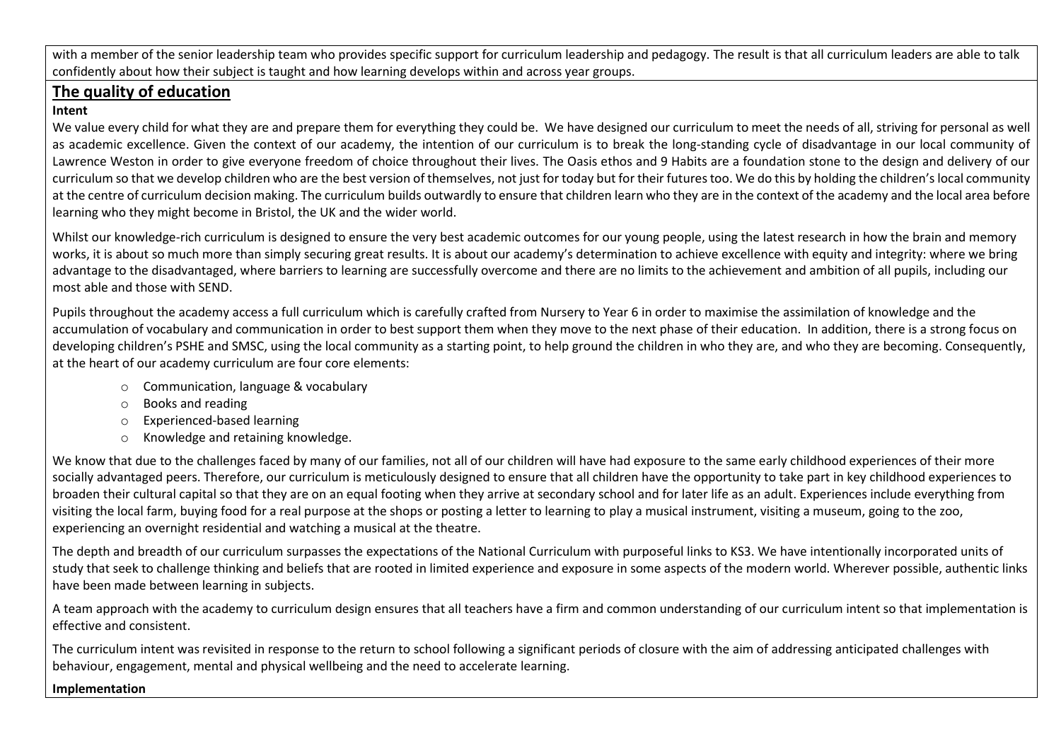with a member of the senior leadership team who provides specific support for curriculum leadership and pedagogy. The result is that all curriculum leaders are able to talk confidently about how their subject is taught and how learning develops within and across year groups.

## The quality of education

**Intent**

We value every child for what they are and prepare them for everything they could be. We have designed our curriculum to meet the needs of all, striving for personal as well as academic excellence. Given the context of our academy, the intention of our curriculum is to break the long-standing cycle of disadvantage in our local community of Lawrence Weston in order to give everyone freedom of choice throughout their lives. The Oasis ethos and 9 Habits are a foundation stone to the design and delivery of our curriculum so that we develop children who are the best version of themselves, not just for today but for their futures too. We do this by holding the children's local community at the centre of curriculum decision making. The curriculum builds outwardly to ensure that children learn who they are in the context of the academy and the local area before learning who they might become in Bristol, the UK and the wider world.

Whilst our knowledge-rich curriculum is designed to ensure the very best academic outcomes for our young people, using the latest research in how the brain and memory works, it is about so much more than simply securing great results. It is about our academy's determination to achieve excellence with equity and integrity: where we bring advantage to the disadvantaged, where barriers to learning are successfully overcome and there are no limits to the achievement and ambition of all pupils, including our most able and those with SEND.

Pupils throughout the academy access a full curriculum which is carefully crafted from Nursery to Year 6 in order to maximise the assimilation of knowledge and the accumulation of vocabulary and communication in order to best support them when they move to the next phase of their education. In addition, there is a strong focus on developing children's PSHE and SMSC, using the local community as a starting point, to help ground the children in who they are, and who they are becoming. Consequently, at the heart of our academy curriculum are four core elements:

- Communication, language & vocabulary
- Books and reading
- Experienced-based learning
- Knowledge and retaining knowledge.

We know that due to the challenges faced by many of our families, not all of our children will have had exposure to the same early childhood experiences of their more socially advantaged peers. Therefore, our curriculum is meticulously designed to ensure that all children have the opportunity to take part in key childhood experiences to broaden their cultural capital so that they are on an equal footing when they arrive at secondary school and for later life as an adult. Experiences include everything from visiting the local farm, buying food for a real purpose at the shops or posting a letter to learning to play a musical instrument, visiting a museum, going to the zoo, experiencing an overnight residential and watching a musical at the theatre.

The depth and breadth of our curriculum surpasses the expectations of the National Curriculum with purposeful links to KS3. We have intentionally incorporated units of study that seek to challenge thinking and beliefs that are rooted in limited experience and exposure in some aspects of the modern world. Wherever possible, authentic links have been made between learning in subjects.

A team approach with the academy to curriculum design ensures that all teachers have a firm and common understanding of our curriculum intent so that implementation is effective and consistent.

The curriculum intent was revisited in response to the return to school following a significant periods of closure with the aim of addressing anticipated challenges with behaviour, engagement, mental and physical wellbeing and the need to accelerate learning.

**Implementation**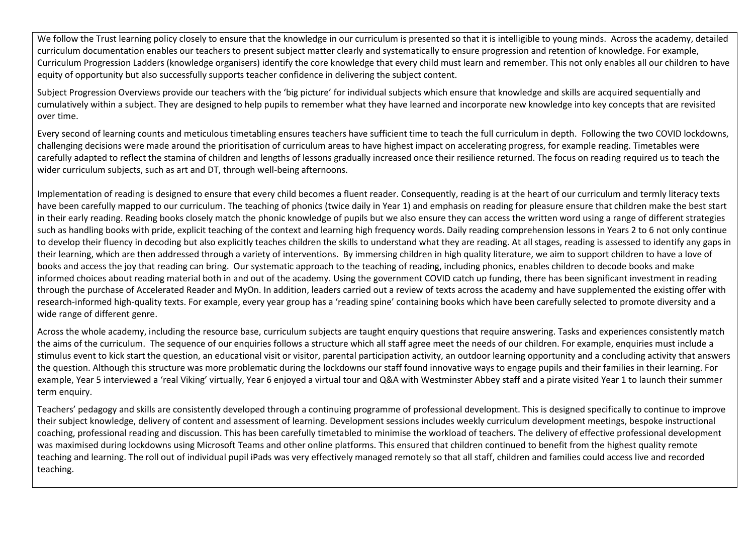We follow the Trust learning policy closely to ensure that the knowledge in our curriculum is presented so that it is intelligible to young minds. Across the academy, detailed curriculum documentation enables our teachers to present subject matter clearly and systematically to ensure progression and retention of knowledge. For example, Curriculum Progression Ladders (knowledge organisers) identify the core knowledge that every child must learn and remember. This not only enables all our children to have equity of opportunity but also successfully supports teacher confidence in delivering the subject content.

Subject Progression Overviews provide our teachers with the 'big picture' for individual subjects which ensure that knowledge and skills are acquired sequentially and cumulatively within a subject. They are designed to help pupils to remember what they have learned and incorporate new knowledge into key concepts that are revisited over time.

Every second of learning counts and meticulous timetabling ensures teachers have sufficient time to teach the full curriculum in depth. Following the two COVID lockdowns, challenging decisions were made around the prioritisation of curriculum areas to have highest impact on accelerating progress, for example reading. Timetables were carefully adapted to reflect the stamina of children and lengths of lessons gradually increased once their resilience returned. The focus on reading required us to teach the wider curriculum subjects, such as art and DT, through well-being afternoons.

Implementation of reading is designed to ensure that every child becomes a fluent reader. Consequently, reading is at the heart of our curriculum and termly literacy texts have been carefully mapped to our curriculum. The teaching of phonics (twice daily in Year 1) and emphasis on reading for pleasure ensure that children make the best start in their early reading. Reading books closely match the phonic knowledge of pupils but we also ensure they can access the written word using a range of different strategies such as handling books with pride, explicit teaching of the context and learning high frequency words. Daily reading comprehension lessons in Years 2 to 6 not only continue to develop their fluency in decoding but also explicitly teaches children the skills to understand what they are reading. At all stages, reading is assessed to identify any gaps in their learning, which are then addressed through a variety of interventions. By immersing children in high quality literature, we aim to support children to have a love of books and access the joy that reading can bring. Our systematic approach to the teaching of reading, including phonics, enables children to decode books and make informed choices about reading material both in and out of the academy. Using the government COVID catch up funding, there has been significant investment in reading through the purchase of Accelerated Reader and MyOn. In addition, leaders carried out a review of texts across the academy and have supplemented the existing offer with research-informed high-quality texts. For example, every year group has a 'reading spine' containing books which have been carefully selected to promote diversity and a wide range of different genre.

Across the whole academy, including the resource base, curriculum subjects are taught enquiry questions that require answering. Tasks and experiences consistently match the aims of the curriculum. The sequence of our enquiries follows a structure which all staff agree meet the needs of our children. For example, enquiries must include a stimulus event to kick start the question, an educational visit or visitor, parental participation activity, an outdoor learning opportunity and a concluding activity that answers the question. Although this structure was more problematic during the lockdowns our staff found innovative ways to engage pupils and their families in their learning. For example, Year 5 interviewed a 'real Viking' virtually, Year 6 enjoyed a virtual tour and Q&A with Westminster Abbey staff and a pirate visited Year 1 to launch their summer term enquiry.

Teachers' pedagogy and skills are consistently developed through a continuing programme of professional development. This is designed specifically to continue to improve their subject knowledge, delivery of content and assessment of learning. Development sessions includes weekly curriculum development meetings, bespoke instructional coaching, professional reading and discussion. This has been carefully timetabled to minimise the workload of teachers. The delivery of effective professional development was maximised during lockdowns using Microsoft Teams and other online platforms. This ensured that children continued to benefit from the highest quality remote teaching and learning. The roll out of individual pupil iPads was very effectively managed remotely so that all staff, children and families could access live and recorded teaching.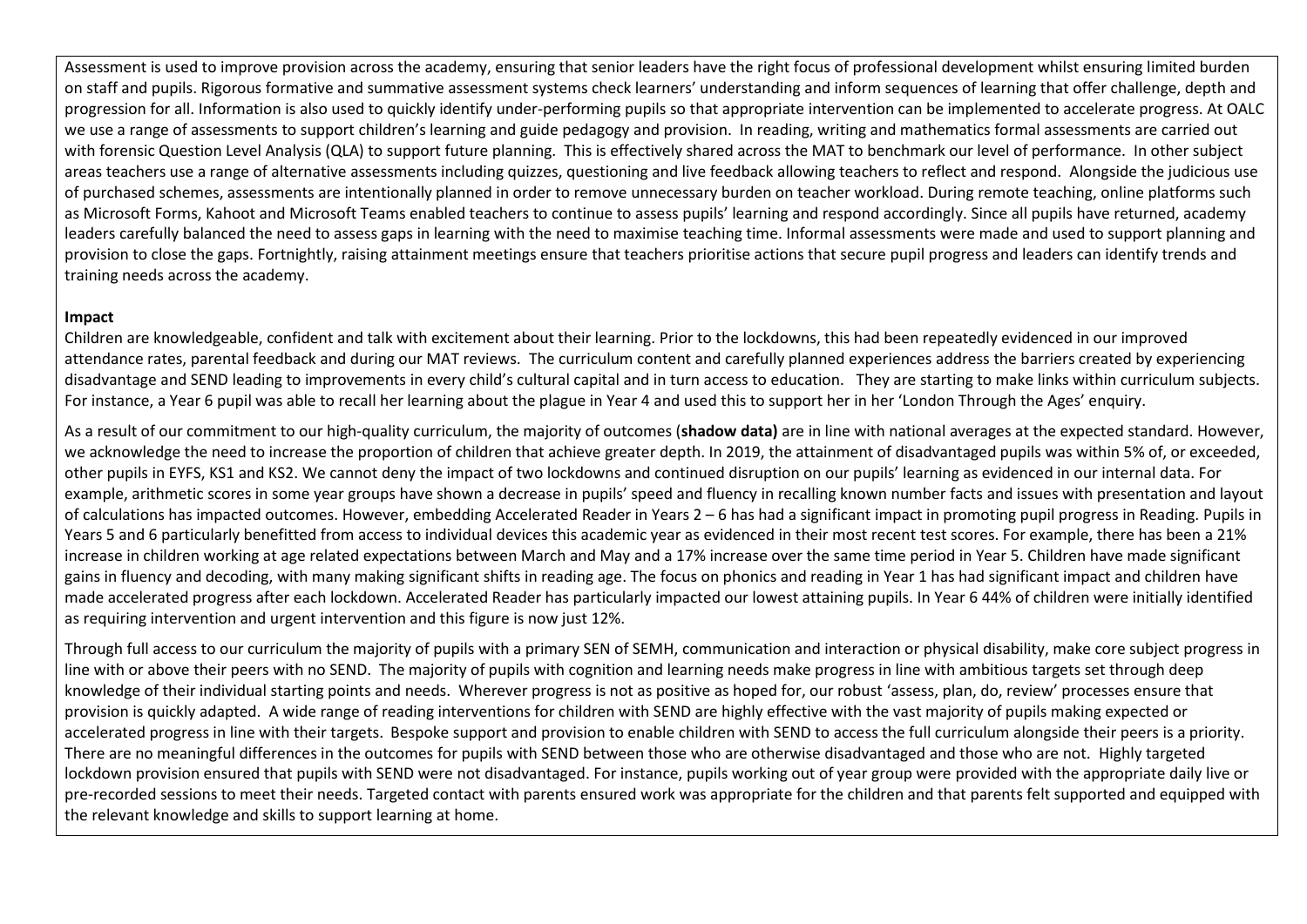Assessment is used to improve provision across the academy, ensuring that senior leaders have the right focus of professional development whilst ensuring limited burden on staff and pupils. Rigorous formative and summative assessment systems check learners' understanding and inform sequences of learning that offer challenge, depth and progression for all. Information is also used to quickly identify under-performing pupils so that appropriate intervention can be implemented to accelerate progress. At OALC we use a range of assessments to support children's learning and guide pedagogy and provision. In reading, writing and mathematics formal assessments are carried out with forensic Question Level Analysis (QLA) to support future planning. This is effectively shared across the MAT to benchmark our level of performance. In other subject areas teachers use a range of alternative assessments including quizzes, questioning and live feedback allowing teachers to reflect and respond. Alongside the judicious use of purchased schemes, assessments are intentionally planned in order to remove unnecessary burden on teacher workload. During remote teaching, online platforms such as Microsoft Forms, Kahoot and Microsoft Teams enabled teachers to continue to assess pupils' learning and respond accordingly. Since all pupils have returned, academy leaders carefully balanced the need to assess gaps in learning with the need to maximise teaching time. Informal assessments were made and used to support planning and provision to close the gaps. Fortnightly, raising attainment meetings ensure that teachers prioritise actions that secure pupil progress and leaders can identify trends and training needs across the academy.

**Impact**

Children are knowledgeable, confident and talk with excitement about their learning. Prior to the lockdowns, this had been repeatedly evidenced in our improved attendance rates, parental feedback and during our MAT reviews. The curriculum content and carefully planned experiences address the barriers created by experiencing disadvantage and SEND leading to improvements in every child's cultural capital and in turn access to education. They are starting to make links within curriculum subjects. For instance, a Year 6 pupil was able to recall her learning about the plague in Year 4 and used this to support her in her 'London Through the Ages' enquiry.

As a result of our commitment to our high-quality curriculum, the majority of outcomes (**shadow data)** are in line with national averages at the expected standard. However, we acknowledge the need to increase the proportion of children that achieve greater depth. In 2019, the attainment of disadvantaged pupils was within 5% of, or exceeded, other pupils in EYFS, KS1 and KS2. We cannot deny the impact of two lockdowns and continued disruption on our pupils' learning as evidenced in our internal data. For example, arithmetic scores in some year groups have shown a decrease in pupils' speed and fluency in recalling known number facts and issues with presentation and layout of calculations has impacted outcomes. However, embedding Accelerated Reader in Years 2 – 6 has had a significant impact in promoting pupil progress in Reading. Pupils in Years 5 and 6 particularly benefitted from access to individual devices this academic year as evidenced in their most recent test scores. For example, there has been a 21% increase in children working at age related expectations between March and May and a 17% increase over the same time period in Year 5. Children have made significant gains in fluency and decoding, with many making significant shifts in reading age. The focus on phonics and reading in Year 1 has had significant impact and children have made accelerated progress after each lockdown. Accelerated Reader has particularly impacted our lowest attaining pupils. In Year 6 44% of children were initially identified as requiring intervention and urgent intervention and this figure is now just 12%.

Through full access to our curriculum the majority of pupils with a primary SEN of SEMH, communication and interaction or physical disability, make core subject progress in line with or above their peers with no SEND. The majority of pupils with cognition and learning needs make progress in line with ambitious targets set through deep knowledge of their individual starting points and needs. Wherever progress is not as positive as hoped for, our robust 'assess, plan, do, review' processes ensure that provision is quickly adapted. A wide range of reading interventions for children with SEND are highly effective with the vast majority of pupils making expected or accelerated progress in line with their targets. Bespoke support and provision to enable children with SEND to access the full curriculum alongside their peers is a priority. There are no meaningful differences in the outcomes for pupils with SEND between those who are otherwise disadvantaged and those who are not. Highly targeted lockdown provision ensured that pupils with SEND were not disadvantaged. For instance, pupils working out of year group were provided with the appropriate daily live or pre-recorded sessions to meet their needs. Targeted contact with parents ensured work was appropriate for the children and that parents felt supported and equipped with the relevant knowledge and skills to support learning at home.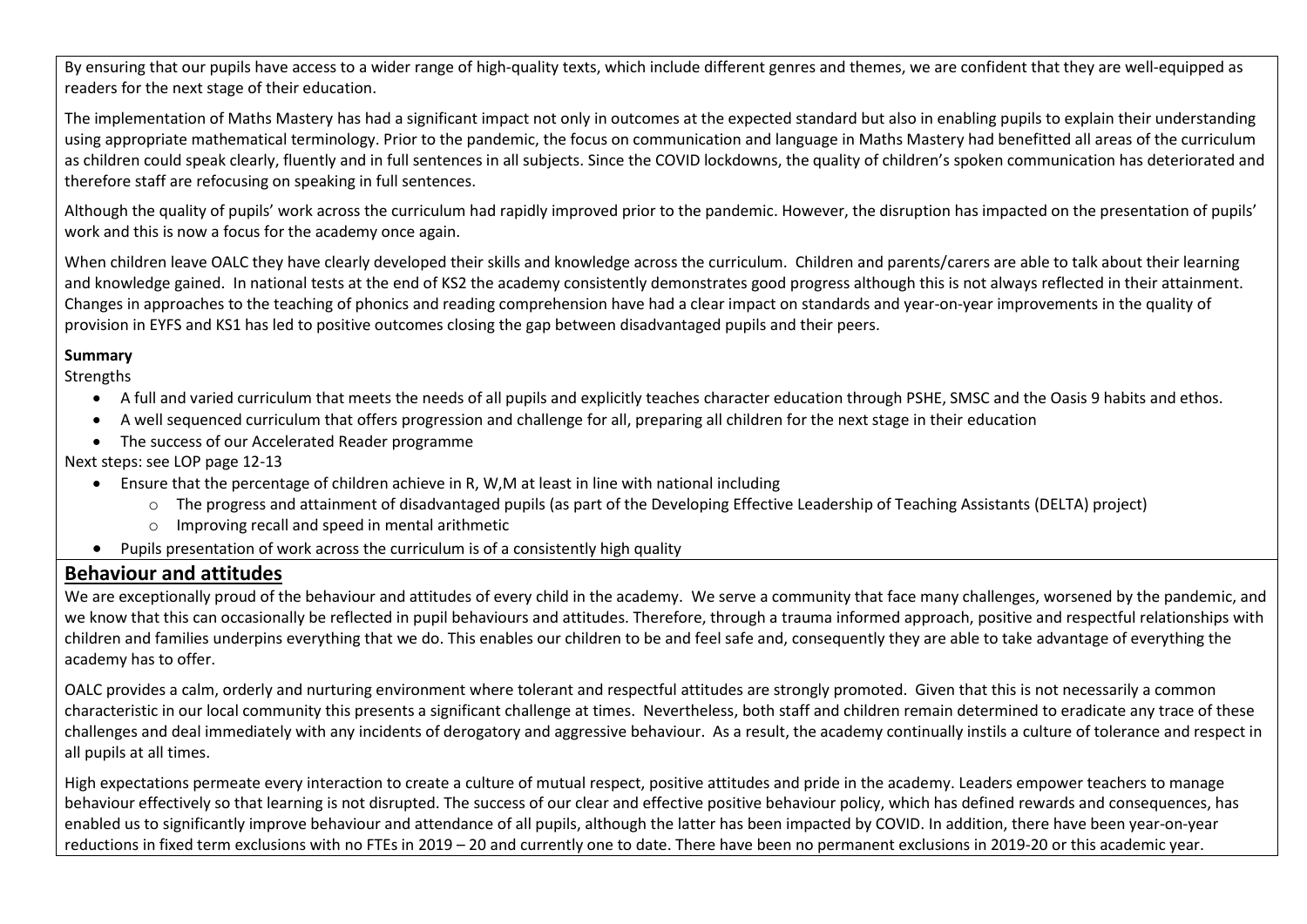By ensuring that our pupils have access to a wider range of high-quality texts, which include different genres and themes, we are confident that they are well-equipped as readers for the next stage of their education.

The implementation of Maths Mastery has had a significant impact not only in outcomes at the expected standard but also in enabling pupils to explain their understanding using appropriate mathematical terminology. Prior to the pandemic, the focus on communication and language in Maths Mastery had benefitted all areas of the curriculum as children could speak clearly, fluently and in full sentences in all subjects. Since the COVID lockdowns, the quality of children's spoken communication has deteriorated and therefore staff are refocusing on speaking in full sentences.

Although the quality of pupils' work across the curriculum had rapidly improved prior to the pandemic. However, the disruption has impacted on the presentation of pupils' work and this is now a focus for the academy once again.

When children leave OALC they have clearly developed their skills and knowledge across the curriculum. Children and parents/carers are able to talk about their learning and knowledge gained. In national tests at the end of KS2 the academy consistently demonstrates good progress although this is not always reflected in their attainment. Changes in approaches to the teaching of phonics and reading comprehension have had a clear impact on standards and year-on-year improvements in the quality of provision in EYFS and KS1 has led to positive outcomes closing the gap between disadvantaged pupils and their peers.

**Summary**

Strengths

- A full and varied curriculum that meets the needs of all pupils and explicitly teaches character education through PSHE, SMSC and the Oasis 9 habits and ethos.
- A well sequenced curriculum that offers progression and challenge for all, preparing all children for the next stage in their education
- The success of our Accelerated Reader programme

Next steps: see LOP page 12-13

- Ensure that the percentage of children achieve in R, W,M at least in line with national including
  - The progress and attainment of disadvantaged pupils (as part of the Developing Effective Leadership of Teaching Assistants (DELTA) project)
  - Improving recall and speed in mental arithmetic
- Pupils presentation of work across the curriculum is of a consistently high quality

## Behaviour and attitudes

We are exceptionally proud of the behaviour and attitudes of every child in the academy. We serve a community that face many challenges, worsened by the pandemic, and we know that this can occasionally be reflected in pupil behaviours and attitudes. Therefore, through a trauma informed approach, positive and respectful relationships with children and families underpins everything that we do. This enables our children to be and feel safe and, consequently they are able to take advantage of everything the academy has to offer.

OALC provides a calm, orderly and nurturing environment where tolerant and respectful attitudes are strongly promoted. Given that this is not necessarily a common characteristic in our local community this presents a significant challenge at times. Nevertheless, both staff and children remain determined to eradicate any trace of these challenges and deal immediately with any incidents of derogatory and aggressive behaviour. As a result, the academy continually instils a culture of tolerance and respect in all pupils at all times.

High expectations permeate every interaction to create a culture of mutual respect, positive attitudes and pride in the academy. Leaders empower teachers to manage behaviour effectively so that learning is not disrupted. The success of our clear and effective positive behaviour policy, which has defined rewards and consequences, has enabled us to significantly improve behaviour and attendance of all pupils, although the latter has been impacted by COVID. In addition, there have been year-on-year reductions in fixed term exclusions with no FTEs in 2019 – 20 and currently one to date. There have been no permanent exclusions in 2019-20 or this academic year.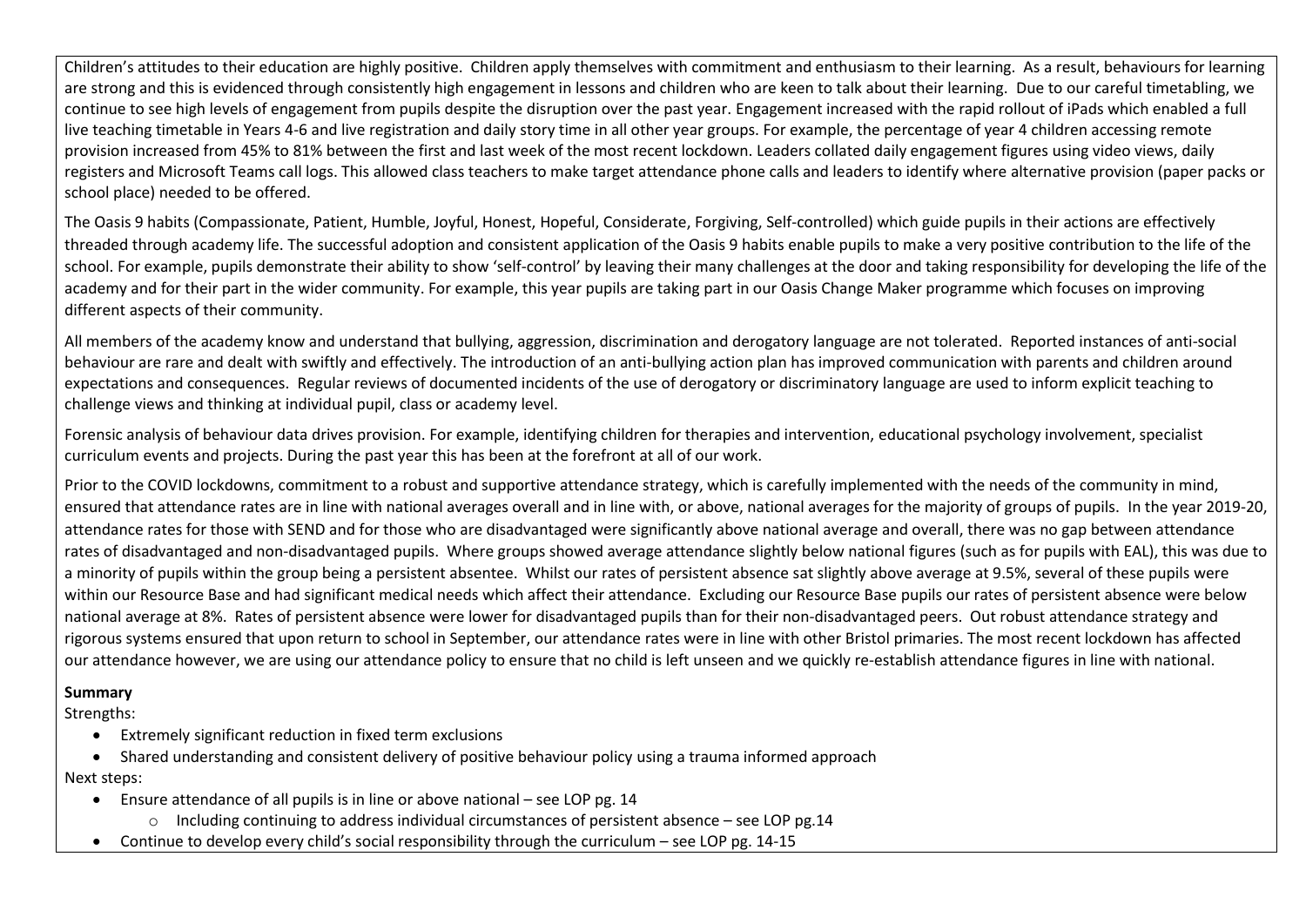Children's attitudes to their education are highly positive. Children apply themselves with commitment and enthusiasm to their learning. As a result, behaviours for learning are strong and this is evidenced through consistently high engagement in lessons and children who are keen to talk about their learning. Due to our careful timetabling, we continue to see high levels of engagement from pupils despite the disruption over the past year. Engagement increased with the rapid rollout of iPads which enabled a full live teaching timetable in Years 4-6 and live registration and daily story time in all other year groups. For example, the percentage of year 4 children accessing remote provision increased from 45% to 81% between the first and last week of the most recent lockdown. Leaders collated daily engagement figures using video views, daily registers and Microsoft Teams call logs. This allowed class teachers to make target attendance phone calls and leaders to identify where alternative provision (paper packs or school place) needed to be offered.

The Oasis 9 habits (Compassionate, Patient, Humble, Joyful, Honest, Hopeful, Considerate, Forgiving, Self-controlled) which guide pupils in their actions are effectively threaded through academy life. The successful adoption and consistent application of the Oasis 9 habits enable pupils to make a very positive contribution to the life of the school. For example, pupils demonstrate their ability to show 'self-control' by leaving their many challenges at the door and taking responsibility for developing the life of the academy and for their part in the wider community. For example, this year pupils are taking part in our Oasis Change Maker programme which focuses on improving different aspects of their community.

All members of the academy know and understand that bullying, aggression, discrimination and derogatory language are not tolerated. Reported instances of anti-social behaviour are rare and dealt with swiftly and effectively. The introduction of an anti-bullying action plan has improved communication with parents and children around expectations and consequences. Regular reviews of documented incidents of the use of derogatory or discriminatory language are used to inform explicit teaching to challenge views and thinking at individual pupil, class or academy level.

Forensic analysis of behaviour data drives provision. For example, identifying children for therapies and intervention, educational psychology involvement, specialist curriculum events and projects. During the past year this has been at the forefront at all of our work.

Prior to the COVID lockdowns, commitment to a robust and supportive attendance strategy, which is carefully implemented with the needs of the community in mind, ensured that attendance rates are in line with national averages overall and in line with, or above, national averages for the majority of groups of pupils. In the year 2019-20, attendance rates for those with SEND and for those who are disadvantaged were significantly above national average and overall, there was no gap between attendance rates of disadvantaged and non-disadvantaged pupils. Where groups showed average attendance slightly below national figures (such as for pupils with EAL), this was due to a minority of pupils within the group being a persistent absentee. Whilst our rates of persistent absence sat slightly above average at 9.5%, several of these pupils were within our Resource Base and had significant medical needs which affect their attendance. Excluding our Resource Base pupils our rates of persistent absence were below national average at 8%. Rates of persistent absence were lower for disadvantaged pupils than for their non-disadvantaged peers. Out robust attendance strategy and rigorous systems ensured that upon return to school in September, our attendance rates were in line with other Bristol primaries. The most recent lockdown has affected our attendance however, we are using our attendance policy to ensure that no child is left unseen and we quickly re-establish attendance figures in line with national.

**Summary**

Strengths:

- Extremely significant reduction in fixed term exclusions
- Shared understanding and consistent delivery of positive behaviour policy using a trauma informed approach

Next steps:

- Ensure attendance of all pupils is in line or above national – see LOP pg. 14
    - Including continuing to address individual circumstances of persistent absence – see LOP pg.14
- Continue to develop every child's social responsibility through the curriculum – see LOP pg. 14-15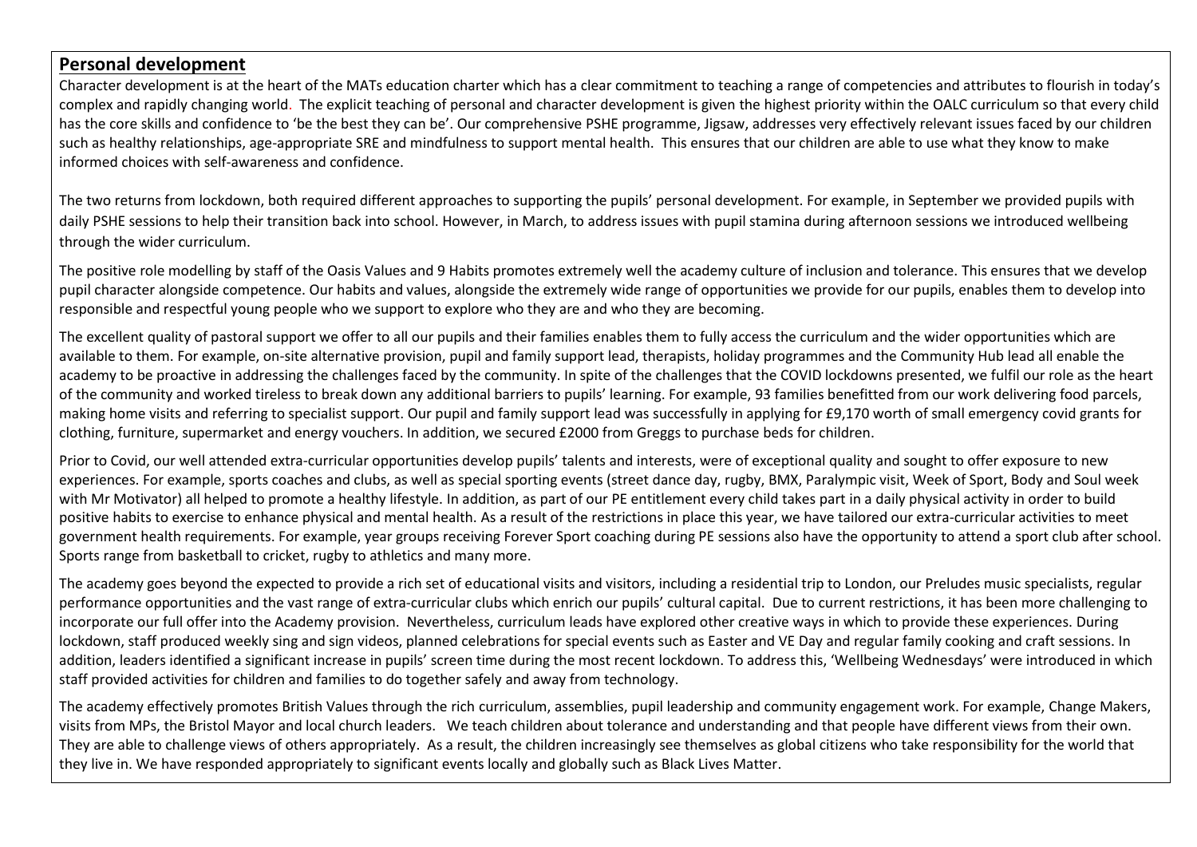## Personal development

Character development is at the heart of the MATs education charter which has a clear commitment to teaching a range of competencies and attributes to flourish in today's complex and rapidly changing world. The explicit teaching of personal and character development is given the highest priority within the OALC curriculum so that every child has the core skills and confidence to 'be the best they can be'. Our comprehensive PSHE programme, Jigsaw, addresses very effectively relevant issues faced by our children such as healthy relationships, age-appropriate SRE and mindfulness to support mental health. This ensures that our children are able to use what they know to make informed choices with self-awareness and confidence.

The two returns from lockdown, both required different approaches to supporting the pupils' personal development. For example, in September we provided pupils with daily PSHE sessions to help their transition back into school. However, in March, to address issues with pupil stamina during afternoon sessions we introduced wellbeing through the wider curriculum.

The positive role modelling by staff of the Oasis Values and 9 Habits promotes extremely well the academy culture of inclusion and tolerance. This ensures that we develop pupil character alongside competence. Our habits and values, alongside the extremely wide range of opportunities we provide for our pupils, enables them to develop into responsible and respectful young people who we support to explore who they are and who they are becoming.

The excellent quality of pastoral support we offer to all our pupils and their families enables them to fully access the curriculum and the wider opportunities which are available to them. For example, on-site alternative provision, pupil and family support lead, therapists, holiday programmes and the Community Hub lead all enable the academy to be proactive in addressing the challenges faced by the community. In spite of the challenges that the COVID lockdowns presented, we fulfil our role as the heart of the community and worked tireless to break down any additional barriers to pupils' learning. For example, 93 families benefitted from our work delivering food parcels, making home visits and referring to specialist support. Our pupil and family support lead was successfully in applying for £9,170 worth of small emergency covid grants for clothing, furniture, supermarket and energy vouchers. In addition, we secured £2000 from Greggs to purchase beds for children.

Prior to Covid, our well attended extra-curricular opportunities develop pupils' talents and interests, were of exceptional quality and sought to offer exposure to new experiences. For example, sports coaches and clubs, as well as special sporting events (street dance day, rugby, BMX, Paralympic visit, Week of Sport, Body and Soul week with Mr Motivator) all helped to promote a healthy lifestyle. In addition, as part of our PE entitlement every child takes part in a daily physical activity in order to build positive habits to exercise to enhance physical and mental health. As a result of the restrictions in place this year, we have tailored our extra-curricular activities to meet government health requirements. For example, year groups receiving Forever Sport coaching during PE sessions also have the opportunity to attend a sport club after school. Sports range from basketball to cricket, rugby to athletics and many more.

The academy goes beyond the expected to provide a rich set of educational visits and visitors, including a residential trip to London, our Preludes music specialists, regular performance opportunities and the vast range of extra-curricular clubs which enrich our pupils' cultural capital. Due to current restrictions, it has been more challenging to incorporate our full offer into the Academy provision. Nevertheless, curriculum leads have explored other creative ways in which to provide these experiences. During lockdown, staff produced weekly sing and sign videos, planned celebrations for special events such as Easter and VE Day and regular family cooking and craft sessions. In addition, leaders identified a significant increase in pupils' screen time during the most recent lockdown. To address this, 'Wellbeing Wednesdays' were introduced in which staff provided activities for children and families to do together safely and away from technology.

The academy effectively promotes British Values through the rich curriculum, assemblies, pupil leadership and community engagement work. For example, Change Makers, visits from MPs, the Bristol Mayor and local church leaders. We teach children about tolerance and understanding and that people have different views from their own. They are able to challenge views of others appropriately. As a result, the children increasingly see themselves as global citizens who take responsibility for the world that they live in. We have responded appropriately to significant events locally and globally such as Black Lives Matter.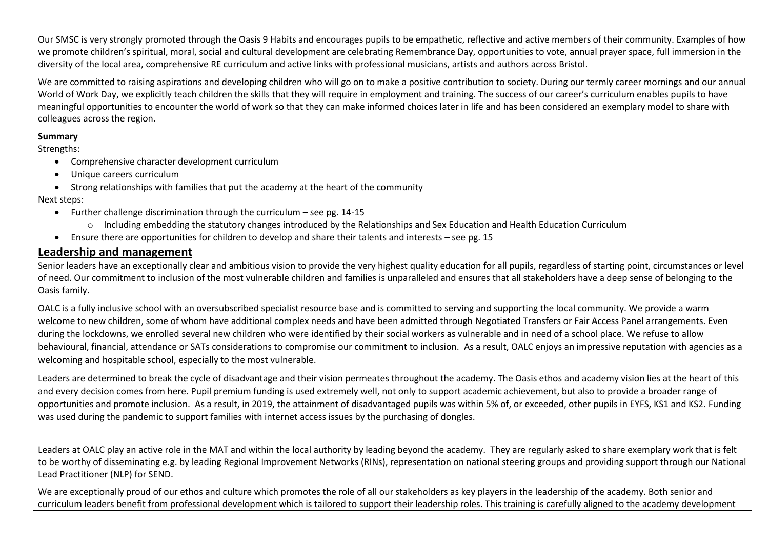Our SMSC is very strongly promoted through the Oasis 9 Habits and encourages pupils to be empathetic, reflective and active members of their community. Examples of how we promote children's spiritual, moral, social and cultural development are celebrating Remembrance Day, opportunities to vote, annual prayer space, full immersion in the diversity of the local area, comprehensive RE curriculum and active links with professional musicians, artists and authors across Bristol.

We are committed to raising aspirations and developing children who will go on to make a positive contribution to society. During our termly career mornings and our annual World of Work Day, we explicitly teach children the skills that they will require in employment and training. The success of our career's curriculum enables pupils to have meaningful opportunities to encounter the world of work so that they can make informed choices later in life and has been considered an exemplary model to share with colleagues across the region.

**Summary**

Strengths:

- Comprehensive character development curriculum
- Unique careers curriculum
- Strong relationships with families that put the academy at the heart of the community

Next steps:

- Further challenge discrimination through the curriculum – see pg. 14-15
  - Including embedding the statutory changes introduced by the Relationships and Sex Education and Health Education Curriculum
- Ensure there are opportunities for children to develop and share their talents and interests – see pg. 15

## Leadership and management

Senior leaders have an exceptionally clear and ambitious vision to provide the very highest quality education for all pupils, regardless of starting point, circumstances or level of need. Our commitment to inclusion of the most vulnerable children and families is unparalleled and ensures that all stakeholders have a deep sense of belonging to the Oasis family.

OALC is a fully inclusive school with an oversubscribed specialist resource base and is committed to serving and supporting the local community. We provide a warm welcome to new children, some of whom have additional complex needs and have been admitted through Negotiated Transfers or Fair Access Panel arrangements. Even during the lockdowns, we enrolled several new children who were identified by their social workers as vulnerable and in need of a school place. We refuse to allow behavioural, financial, attendance or SATs considerations to compromise our commitment to inclusion. As a result, OALC enjoys an impressive reputation with agencies as a welcoming and hospitable school, especially to the most vulnerable.

Leaders are determined to break the cycle of disadvantage and their vision permeates throughout the academy. The Oasis ethos and academy vision lies at the heart of this and every decision comes from here. Pupil premium funding is used extremely well, not only to support academic achievement, but also to provide a broader range of opportunities and promote inclusion. As a result, in 2019, the attainment of disadvantaged pupils was within 5% of, or exceeded, other pupils in EYFS, KS1 and KS2. Funding was used during the pandemic to support families with internet access issues by the purchasing of dongles.

Leaders at OALC play an active role in the MAT and within the local authority by leading beyond the academy. They are regularly asked to share exemplary work that is felt to be worthy of disseminating e.g. by leading Regional Improvement Networks (RINs), representation on national steering groups and providing support through our National Lead Practitioner (NLP) for SEND.

We are exceptionally proud of our ethos and culture which promotes the role of all our stakeholders as key players in the leadership of the academy. Both senior and curriculum leaders benefit from professional development which is tailored to support their leadership roles. This training is carefully aligned to the academy development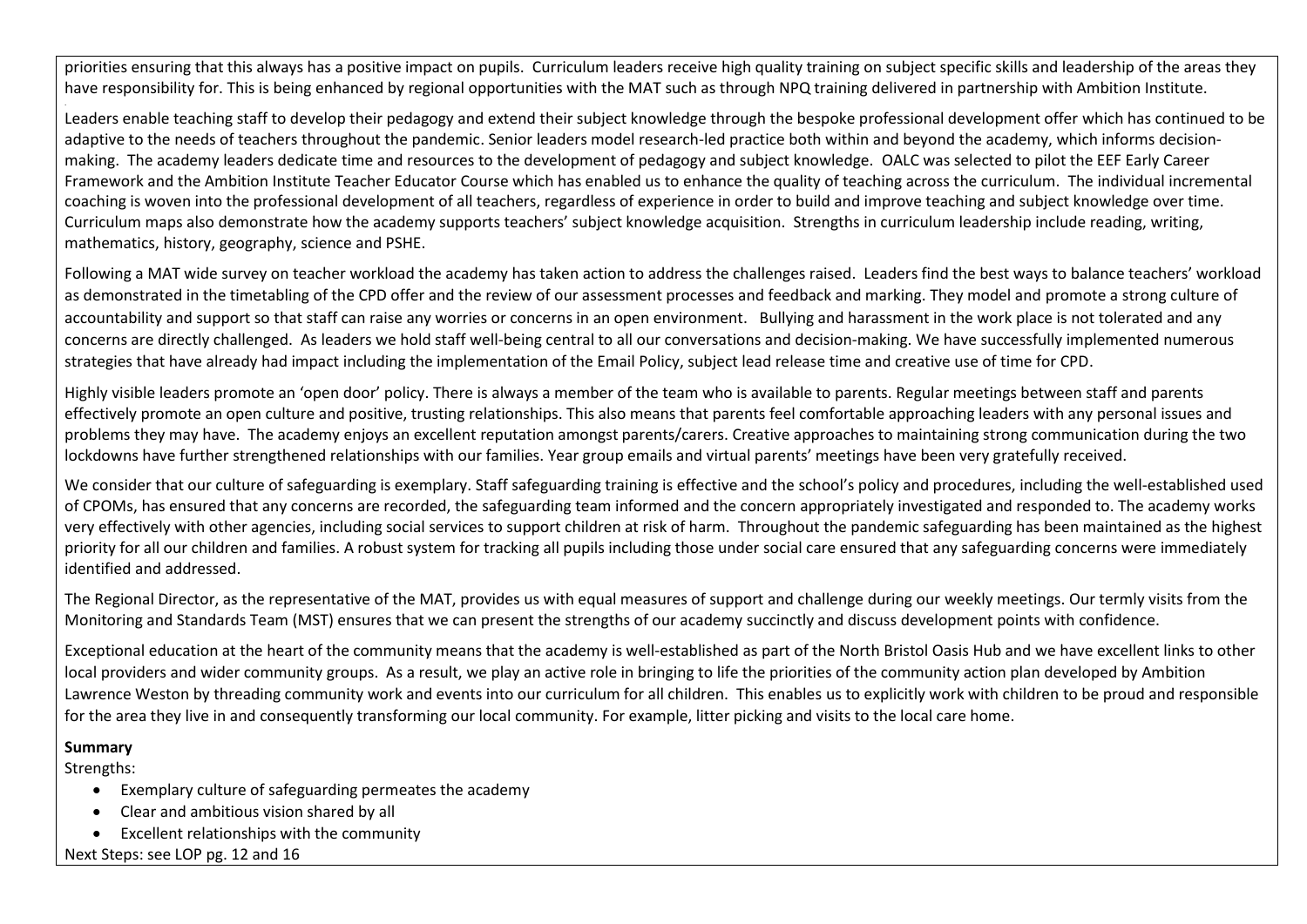priorities ensuring that this always has a positive impact on pupils. Curriculum leaders receive high quality training on subject specific skills and leadership of the areas they have responsibility for. This is being enhanced by regional opportunities with the MAT such as through NPQ training delivered in partnership with Ambition Institute.

Leaders enable teaching staff to develop their pedagogy and extend their subject knowledge through the bespoke professional development offer which has continued to be adaptive to the needs of teachers throughout the pandemic. Senior leaders model research-led practice both within and beyond the academy, which informs decision-making. The academy leaders dedicate time and resources to the development of pedagogy and subject knowledge. OALC was selected to pilot the EEF Early Career Framework and the Ambition Institute Teacher Educator Course which has enabled us to enhance the quality of teaching across the curriculum. The individual incremental coaching is woven into the professional development of all teachers, regardless of experience in order to build and improve teaching and subject knowledge over time. Curriculum maps also demonstrate how the academy supports teachers' subject knowledge acquisition. Strengths in curriculum leadership include reading, writing, mathematics, history, geography, science and PSHE.

Following a MAT wide survey on teacher workload the academy has taken action to address the challenges raised. Leaders find the best ways to balance teachers' workload as demonstrated in the timetabling of the CPD offer and the review of our assessment processes and feedback and marking. They model and promote a strong culture of accountability and support so that staff can raise any worries or concerns in an open environment. Bullying and harassment in the work place is not tolerated and any concerns are directly challenged. As leaders we hold staff well-being central to all our conversations and decision-making. We have successfully implemented numerous strategies that have already had impact including the implementation of the Email Policy, subject lead release time and creative use of time for CPD.

Highly visible leaders promote an 'open door' policy. There is always a member of the team who is available to parents. Regular meetings between staff and parents effectively promote an open culture and positive, trusting relationships. This also means that parents feel comfortable approaching leaders with any personal issues and problems they may have. The academy enjoys an excellent reputation amongst parents/carers. Creative approaches to maintaining strong communication during the two lockdowns have further strengthened relationships with our families. Year group emails and virtual parents' meetings have been very gratefully received.

We consider that our culture of safeguarding is exemplary. Staff safeguarding training is effective and the school's policy and procedures, including the well-established used of CPOMs, has ensured that any concerns are recorded, the safeguarding team informed and the concern appropriately investigated and responded to. The academy works very effectively with other agencies, including social services to support children at risk of harm. Throughout the pandemic safeguarding has been maintained as the highest priority for all our children and families. A robust system for tracking all pupils including those under social care ensured that any safeguarding concerns were immediately identified and addressed.

The Regional Director, as the representative of the MAT, provides us with equal measures of support and challenge during our weekly meetings. Our termly visits from the Monitoring and Standards Team (MST) ensures that we can present the strengths of our academy succinctly and discuss development points with confidence.

Exceptional education at the heart of the community means that the academy is well-established as part of the North Bristol Oasis Hub and we have excellent links to other local providers and wider community groups. As a result, we play an active role in bringing to life the priorities of the community action plan developed by Ambition Lawrence Weston by threading community work and events into our curriculum for all children. This enables us to explicitly work with children to be proud and responsible for the area they live in and consequently transforming our local community. For example, litter picking and visits to the local care home.

**Summary**

Strengths:

- Exemplary culture of safeguarding permeates the academy
- Clear and ambitious vision shared by all
- Excellent relationships with the community

Next Steps: see LOP pg. 12 and 16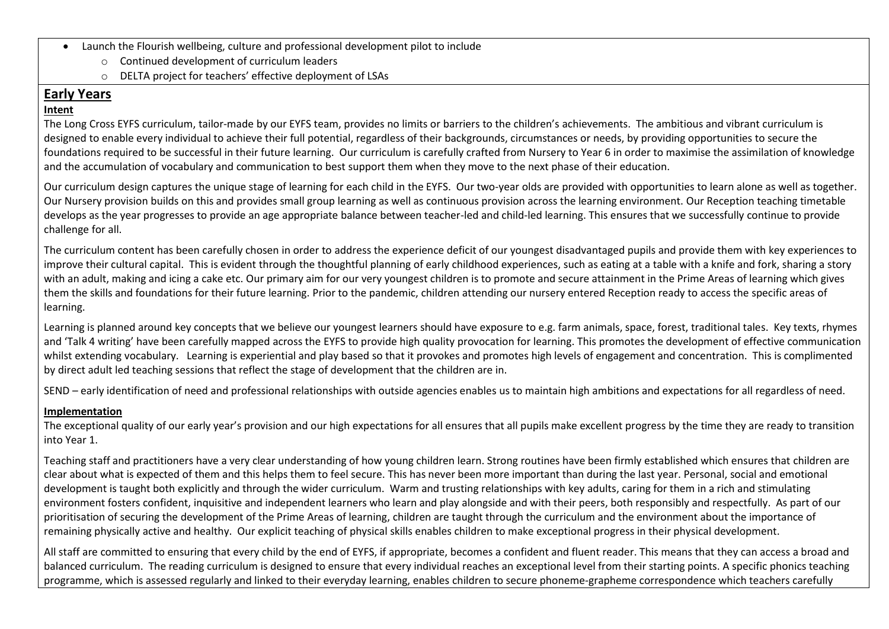- Launch the Flourish wellbeing, culture and professional development pilot to include
  - Continued development of curriculum leaders
  - DELTA project for teachers' effective deployment of LSAs

## Early Years

**Intent**

The Long Cross EYFS curriculum, tailor-made by our EYFS team, provides no limits or barriers to the children's achievements. The ambitious and vibrant curriculum is designed to enable every individual to achieve their full potential, regardless of their backgrounds, circumstances or needs, by providing opportunities to secure the foundations required to be successful in their future learning. Our curriculum is carefully crafted from Nursery to Year 6 in order to maximise the assimilation of knowledge and the accumulation of vocabulary and communication to best support them when they move to the next phase of their education.

Our curriculum design captures the unique stage of learning for each child in the EYFS. Our two-year olds are provided with opportunities to learn alone as well as together. Our Nursery provision builds on this and provides small group learning as well as continuous provision across the learning environment. Our Reception teaching timetable develops as the year progresses to provide an age appropriate balance between teacher-led and child-led learning. This ensures that we successfully continue to provide challenge for all.

The curriculum content has been carefully chosen in order to address the experience deficit of our youngest disadvantaged pupils and provide them with key experiences to improve their cultural capital. This is evident through the thoughtful planning of early childhood experiences, such as eating at a table with a knife and fork, sharing a story with an adult, making and icing a cake etc. Our primary aim for our very youngest children is to promote and secure attainment in the Prime Areas of learning which gives them the skills and foundations for their future learning. Prior to the pandemic, children attending our nursery entered Reception ready to access the specific areas of learning.

Learning is planned around key concepts that we believe our youngest learners should have exposure to e.g. farm animals, space, forest, traditional tales. Key texts, rhymes and 'Talk 4 writing' have been carefully mapped across the EYFS to provide high quality provocation for learning. This promotes the development of effective communication whilst extending vocabulary. Learning is experiential and play based so that it provokes and promotes high levels of engagement and concentration. This is complimented by direct adult led teaching sessions that reflect the stage of development that the children are in.

SEND – early identification of need and professional relationships with outside agencies enables us to maintain high ambitions and expectations for all regardless of need.

**Implementation**

The exceptional quality of our early year's provision and our high expectations for all ensures that all pupils make excellent progress by the time they are ready to transition into Year 1.

Teaching staff and practitioners have a very clear understanding of how young children learn. Strong routines have been firmly established which ensures that children are clear about what is expected of them and this helps them to feel secure. This has never been more important than during the last year. Personal, social and emotional development is taught both explicitly and through the wider curriculum. Warm and trusting relationships with key adults, caring for them in a rich and stimulating environment fosters confident, inquisitive and independent learners who learn and play alongside and with their peers, both responsibly and respectfully. As part of our prioritisation of securing the development of the Prime Areas of learning, children are taught through the curriculum and the environment about the importance of remaining physically active and healthy. Our explicit teaching of physical skills enables children to make exceptional progress in their physical development.

All staff are committed to ensuring that every child by the end of EYFS, if appropriate, becomes a confident and fluent reader. This means that they can access a broad and balanced curriculum. The reading curriculum is designed to ensure that every individual reaches an exceptional level from their starting points. A specific phonics teaching programme, which is assessed regularly and linked to their everyday learning, enables children to secure phoneme-grapheme correspondence which teachers carefully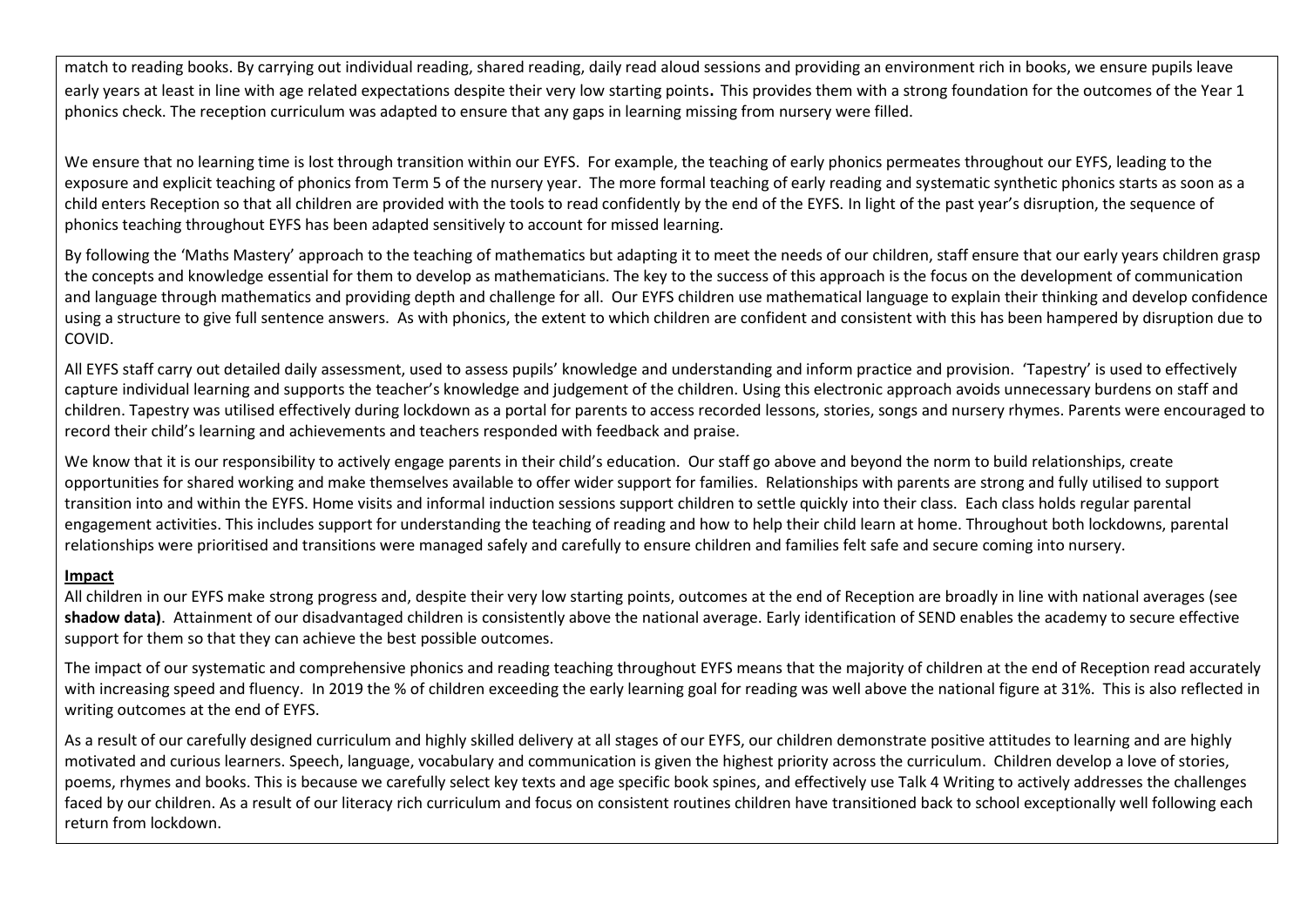match to reading books. By carrying out individual reading, shared reading, daily read aloud sessions and providing an environment rich in books, we ensure pupils leave early years at least in line with age related expectations despite their very low starting points**.** This provides them with a strong foundation for the outcomes of the Year 1 phonics check. The reception curriculum was adapted to ensure that any gaps in learning missing from nursery were filled.

We ensure that no learning time is lost through transition within our EYFS. For example, the teaching of early phonics permeates throughout our EYFS, leading to the exposure and explicit teaching of phonics from Term 5 of the nursery year. The more formal teaching of early reading and systematic synthetic phonics starts as soon as a child enters Reception so that all children are provided with the tools to read confidently by the end of the EYFS. In light of the past year's disruption, the sequence of phonics teaching throughout EYFS has been adapted sensitively to account for missed learning.

By following the 'Maths Mastery' approach to the teaching of mathematics but adapting it to meet the needs of our children, staff ensure that our early years children grasp the concepts and knowledge essential for them to develop as mathematicians. The key to the success of this approach is the focus on the development of communication and language through mathematics and providing depth and challenge for all. Our EYFS children use mathematical language to explain their thinking and develop confidence using a structure to give full sentence answers. As with phonics, the extent to which children are confident and consistent with this has been hampered by disruption due to COVID.

All EYFS staff carry out detailed daily assessment, used to assess pupils' knowledge and understanding and inform practice and provision. 'Tapestry' is used to effectively capture individual learning and supports the teacher's knowledge and judgement of the children. Using this electronic approach avoids unnecessary burdens on staff and children. Tapestry was utilised effectively during lockdown as a portal for parents to access recorded lessons, stories, songs and nursery rhymes. Parents were encouraged to record their child's learning and achievements and teachers responded with feedback and praise.

We know that it is our responsibility to actively engage parents in their child's education. Our staff go above and beyond the norm to build relationships, create opportunities for shared working and make themselves available to offer wider support for families. Relationships with parents are strong and fully utilised to support transition into and within the EYFS. Home visits and informal induction sessions support children to settle quickly into their class. Each class holds regular parental engagement activities. This includes support for understanding the teaching of reading and how to help their child learn at home. Throughout both lockdowns, parental relationships were prioritised and transitions were managed safely and carefully to ensure children and families felt safe and secure coming into nursery.

**Impact**

All children in our EYFS make strong progress and, despite their very low starting points, outcomes at the end of Reception are broadly in line with national averages (see **shadow data)**. Attainment of our disadvantaged children is consistently above the national average. Early identification of SEND enables the academy to secure effective support for them so that they can achieve the best possible outcomes.

The impact of our systematic and comprehensive phonics and reading teaching throughout EYFS means that the majority of children at the end of Reception read accurately with increasing speed and fluency. In 2019 the % of children exceeding the early learning goal for reading was well above the national figure at 31%. This is also reflected in writing outcomes at the end of EYFS.

As a result of our carefully designed curriculum and highly skilled delivery at all stages of our EYFS, our children demonstrate positive attitudes to learning and are highly motivated and curious learners. Speech, language, vocabulary and communication is given the highest priority across the curriculum. Children develop a love of stories, poems, rhymes and books. This is because we carefully select key texts and age specific book spines, and effectively use Talk 4 Writing to actively addresses the challenges faced by our children. As a result of our literacy rich curriculum and focus on consistent routines children have transitioned back to school exceptionally well following each return from lockdown.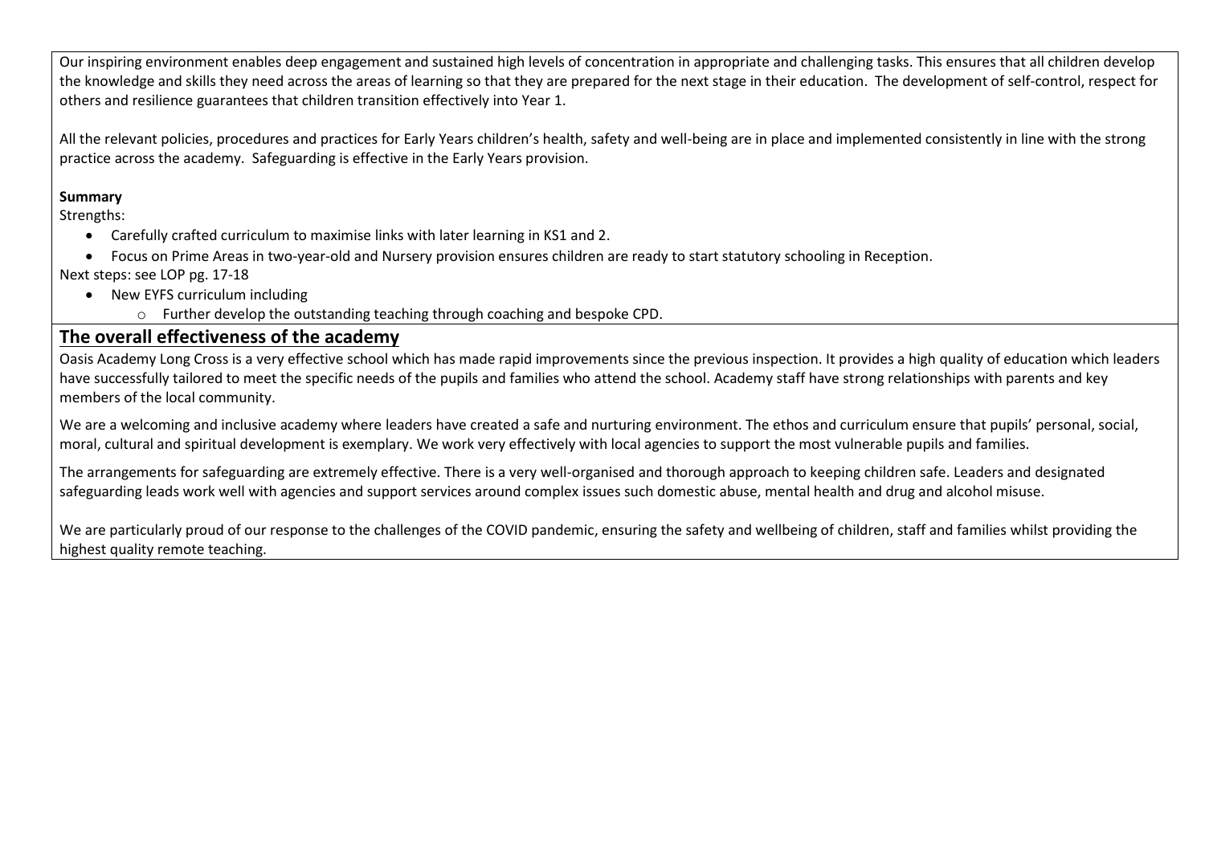Our inspiring environment enables deep engagement and sustained high levels of concentration in appropriate and challenging tasks. This ensures that all children develop the knowledge and skills they need across the areas of learning so that they are prepared for the next stage in their education. The development of self-control, respect for others and resilience guarantees that children transition effectively into Year 1.

All the relevant policies, procedures and practices for Early Years children's health, safety and well-being are in place and implemented consistently in line with the strong practice across the academy. Safeguarding is effective in the Early Years provision.

**Summary**

Strengths:

- Carefully crafted curriculum to maximise links with later learning in KS1 and 2.
- Focus on Prime Areas in two-year-old and Nursery provision ensures children are ready to start statutory schooling in Reception.

Next steps: see LOP pg. 17-18

- New EYFS curriculum including
  - Further develop the outstanding teaching through coaching and bespoke CPD.

## The overall effectiveness of the academy

Oasis Academy Long Cross is a very effective school which has made rapid improvements since the previous inspection. It provides a high quality of education which leaders have successfully tailored to meet the specific needs of the pupils and families who attend the school. Academy staff have strong relationships with parents and key members of the local community.

We are a welcoming and inclusive academy where leaders have created a safe and nurturing environment. The ethos and curriculum ensure that pupils' personal, social, moral, cultural and spiritual development is exemplary. We work very effectively with local agencies to support the most vulnerable pupils and families.

The arrangements for safeguarding are extremely effective. There is a very well-organised and thorough approach to keeping children safe. Leaders and designated safeguarding leads work well with agencies and support services around complex issues such domestic abuse, mental health and drug and alcohol misuse.

We are particularly proud of our response to the challenges of the COVID pandemic, ensuring the safety and wellbeing of children, staff and families whilst providing the highest quality remote teaching.